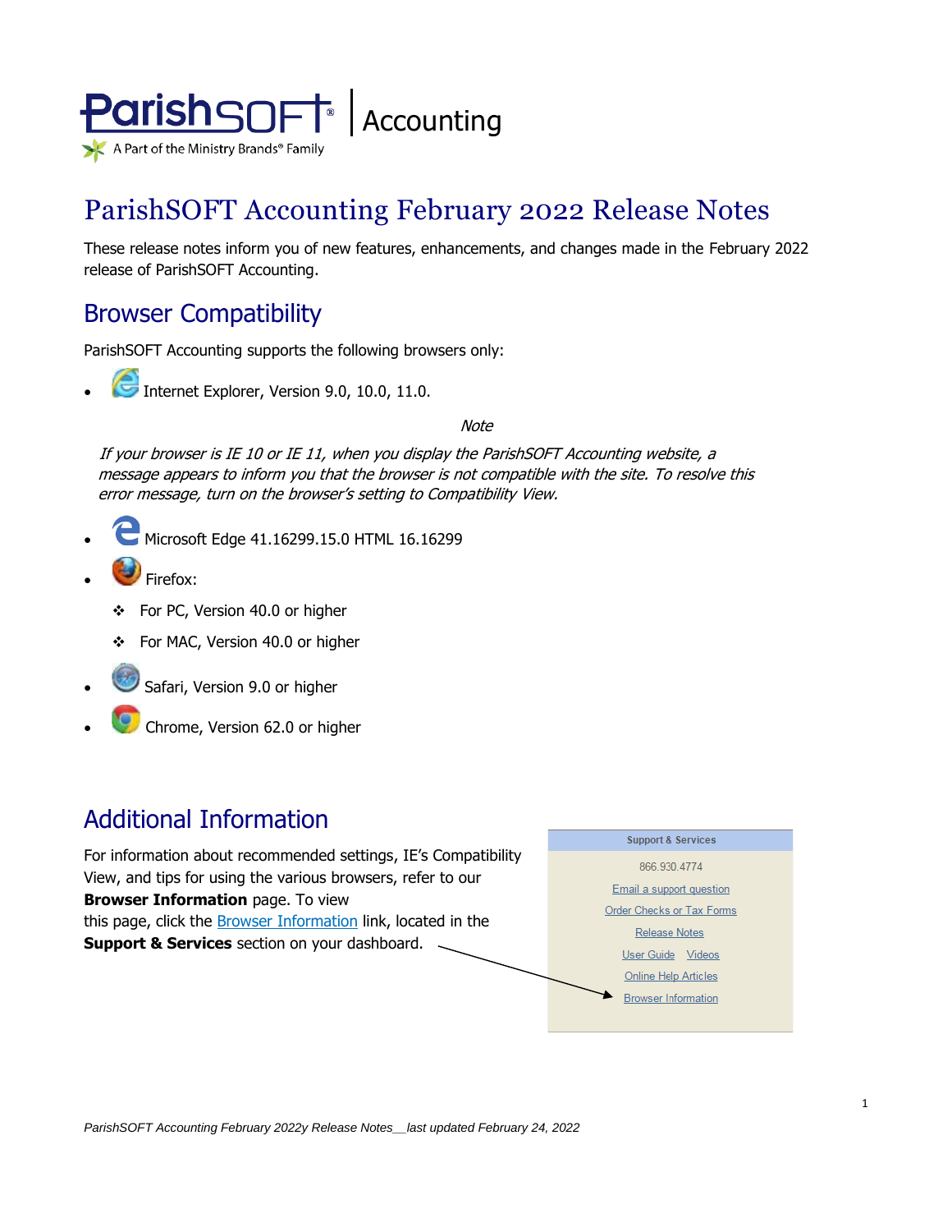ParishSOFT® | Accounting

A Part of the Ministry Brands® Family

# ParishSOFT Accounting February 2022 Release Notes

These release notes inform you of new features, enhancements, and changes made in the February 2022 release of ParishSOFT Accounting.

## Browser Compatibility

ParishSOFT Accounting supports the following browsers only:

- Internet Explorer, Version 9.0, 10.0, 11.0.

*Note*

*If your browser is IE 10 or IE 11, when you display the ParishSOFT Accounting website, a message appears to inform you that the browser is not compatible with the site. To resolve this error message, turn on the browser's setting to Compatibility View.*

- Microsoft Edge 41.16299.15.0 HTML 16.16299
- Firefox:
  - For PC, Version 40.0 or higher
  - For MAC, Version 40.0 or higher
- Safari, Version 9.0 or higher
- Chrome, Version 62.0 or higher

## Additional Information

For information about recommended settings, IE's Compatibility View, and tips for using the various browsers, refer to our **Browser Information** page. To view this page, click the Browser Information link, located in the **Support & Services** section on your dashboard.

**Support & Services**

866.930.4774

Email a support question

Order Checks or Tax Forms

Release Notes

User Guide Videos

Online Help Articles

Browser Information

*ParishSOFT Accounting February 2022y Release Notes__last updated February 24, 2022*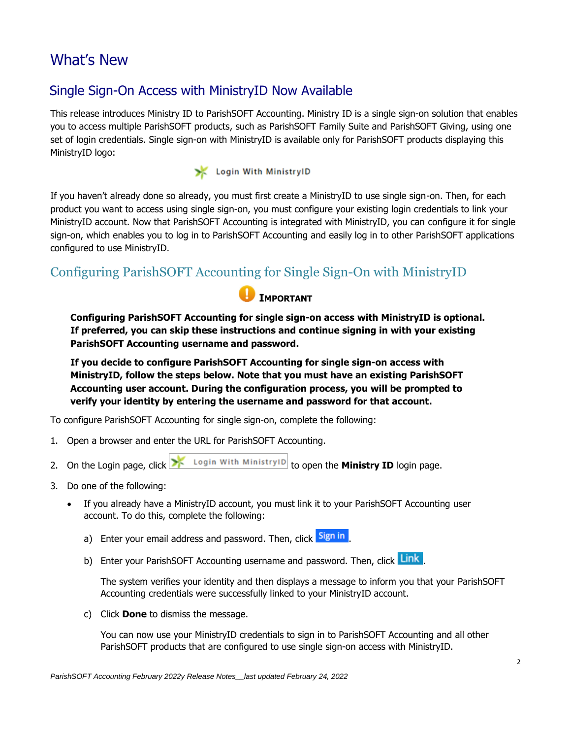# What's New

## Single Sign-On Access with MinistryID Now Available

This release introduces Ministry ID to ParishSOFT Accounting. Ministry ID is a single sign-on solution that enables you to access multiple ParishSOFT products, such as ParishSOFT Family Suite and ParishSOFT Giving, using one set of login credentials. Single sign-on with MinistryID is available only for ParishSOFT products displaying this MinistryID logo:

Login With MinistryID

If you haven't already done so already, you must first create a MinistryID to use single sign-on. Then, for each product you want to access using single sign-on, you must configure your existing login credentials to link your MinistryID account. Now that ParishSOFT Accounting is integrated with MinistryID, you can configure it for single sign-on, which enables you to log in to ParishSOFT Accounting and easily log in to other ParishSOFT applications configured to use MinistryID.

### Configuring ParishSOFT Accounting for Single Sign-On with MinistryID

**IMPORTANT**

**Configuring ParishSOFT Accounting for single sign-on access with MinistryID is optional. If preferred, you can skip these instructions and continue signing in with your existing ParishSOFT Accounting username and password.**

**If you decide to configure ParishSOFT Accounting for single sign-on access with MinistryID, follow the steps below. Note that you must have an existing ParishSOFT Accounting user account. During the configuration process, you will be prompted to verify your identity by entering the username and password for that account.**

To configure ParishSOFT Accounting for single sign-on, complete the following:

1. Open a browser and enter the URL for ParishSOFT Accounting.
2. On the Login page, click Login With MinistryID to open the **Ministry ID** login page.
3. Do one of the following:
   - If you already have a MinistryID account, you must link it to your ParishSOFT Accounting user account. To do this, complete the following:
     a) Enter your email address and password. Then, click Sign in.
     b) Enter your ParishSOFT Accounting username and password. Then, click Link.

        The system verifies your identity and then displays a message to inform you that your ParishSOFT Accounting credentials were successfully linked to your MinistryID account.

     c) Click **Done** to dismiss the message.

        You can now use your MinistryID credentials to sign in to ParishSOFT Accounting and all other ParishSOFT products that are configured to use single sign-on access with MinistryID.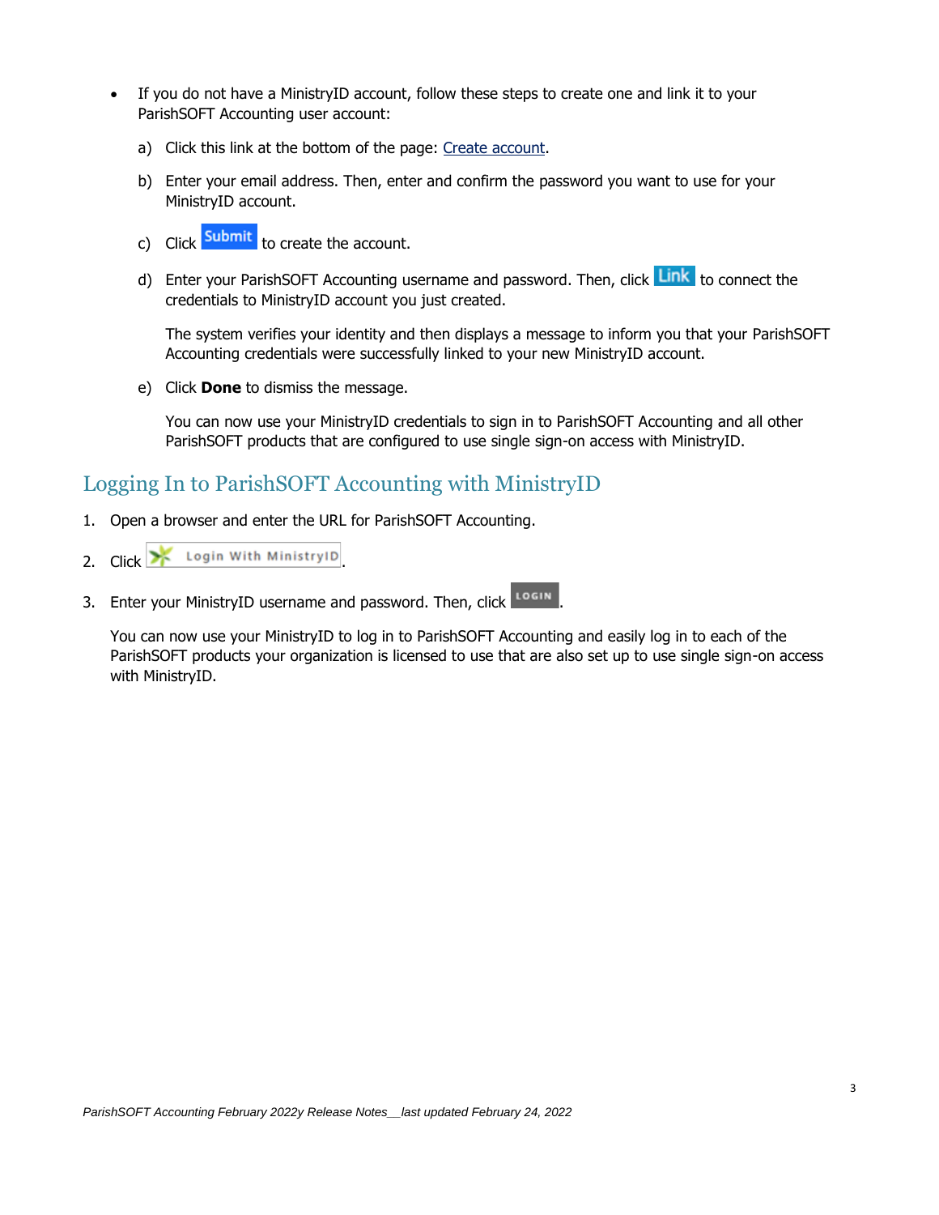- If you do not have a MinistryID account, follow these steps to create one and link it to your ParishSOFT Accounting user account:

  a) Click this link at the bottom of the page: Create account.

  b) Enter your email address. Then, enter and confirm the password you want to use for your MinistryID account.

  c) Click **Submit** to create the account.

  d) Enter your ParishSOFT Accounting username and password. Then, click **Link** to connect the credentials to MinistryID account you just created.

     The system verifies your identity and then displays a message to inform you that your ParishSOFT Accounting credentials were successfully linked to your new MinistryID account.

  e) Click **Done** to dismiss the message.

     You can now use your MinistryID credentials to sign in to ParishSOFT Accounting and all other ParishSOFT products that are configured to use single sign-on access with MinistryID.

## Logging In to ParishSOFT Accounting with MinistryID

1. Open a browser and enter the URL for ParishSOFT Accounting.
2. Click **Login With MinistryID**.
3. Enter your MinistryID username and password. Then, click **LOGIN**.

   You can now use your MinistryID to log in to ParishSOFT Accounting and easily log in to each of the ParishSOFT products your organization is licensed to use that are also set up to use single sign-on access with MinistryID.